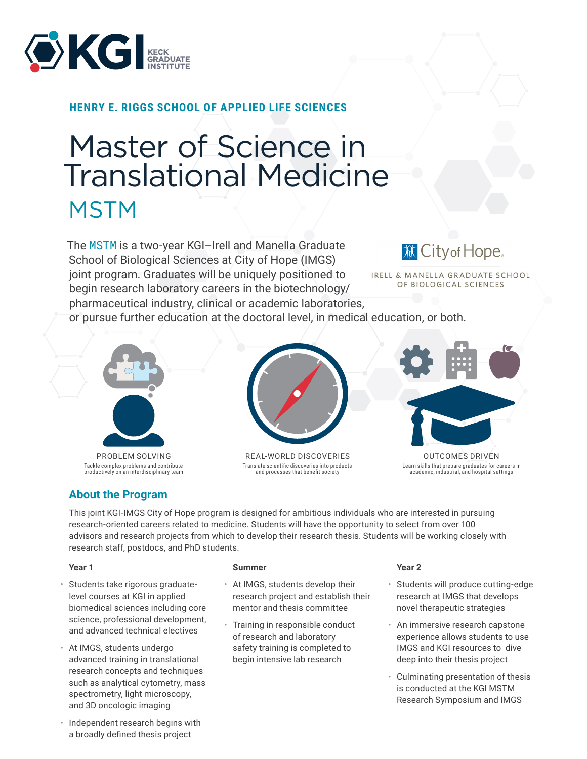KGI KECK GRADUATE INSTITUTE

**HENRY E. RIGGS SCHOOL OF APPLIED LIFE SCIENCES**

# Master of Science in Translational Medicine

## MSTM

The MSTM is a two-year KGI–Irell and Manella Graduate School of Biological Sciences at City of Hope (IMGS) joint program. Graduates will be uniquely positioned to begin research laboratory careers in the biotechnology/pharmaceutical industry, clinical or academic laboratories, or pursue further education at the doctoral level, in medical education, or both.

City of Hope
IRELL & MANELLA GRADUATE SCHOOL OF BIOLOGICAL SCIENCES

**PROBLEM SOLVING**
Tackle complex problems and contribute productively on an interdisciplinary team

**REAL-WORLD DISCOVERIES**
Translate scientific discoveries into products and processes that benefit society

**OUTCOMES DRIVEN**
Learn skills that prepare graduates for careers in academic, industrial, and hospital settings

## About the Program

This joint KGI-IMGS City of Hope program is designed for ambitious individuals who are interested in pursuing research-oriented careers related to medicine. Students will have the opportunity to select from over 100 advisors and research projects from which to develop their research thesis. Students will be working closely with research staff, postdocs, and PhD students.

**Year 1**

- Students take rigorous graduate-level courses at KGI in applied biomedical sciences including core science, professional development, and advanced technical electives
- At IMGS, students undergo advanced training in translational research concepts and techniques such as analytical cytometry, mass spectrometry, light microscopy, and 3D oncologic imaging
- Independent research begins with a broadly defined thesis project

**Summer**

- At IMGS, students develop their research project and establish their mentor and thesis committee
- Training in responsible conduct of research and laboratory safety training is completed to begin intensive lab research

**Year 2**

- Students will produce cutting-edge research at IMGS that develops novel therapeutic strategies
- An immersive research capstone experience allows students to use IMGS and KGI resources to dive deep into their thesis project
- Culminating presentation of thesis is conducted at the KGI MSTM Research Symposium and IMGS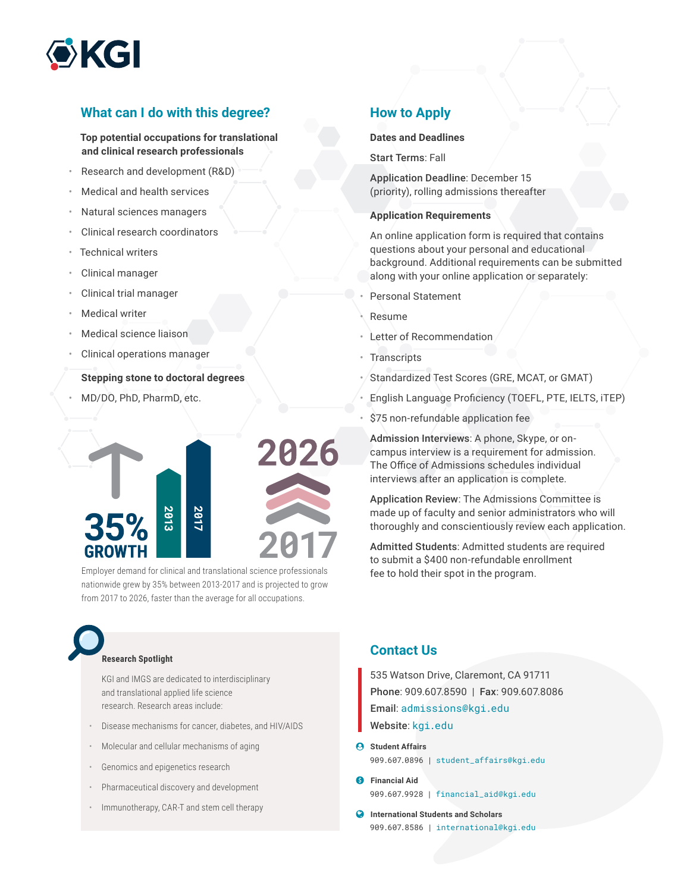KGI

## What can I do with this degree?

**Top potential occupations for translational and clinical research professionals**

- Research and development (R&D)
- Medical and health services
- Natural sciences managers
- Clinical research coordinators
- Technical writers
- Clinical manager
- Clinical trial manager
- Medical writer
- Medical science liaison
- Clinical operations manager

**Stepping stone to doctoral degrees**

- MD/DO, PhD, PharmD, etc.

35%
GROWTH

2013
2017

2026
2017

Employer demand for clinical and translational science professionals nationwide grew by 35% between 2013-2017 and is projected to grow from 2017 to 2026, faster than the average for all occupations.

**Research Spotlight**

KGI and IMGS are dedicated to interdisciplinary and translational applied life science research. Research areas include:

- Disease mechanisms for cancer, diabetes, and HIV/AIDS
- Molecular and cellular mechanisms of aging
- Genomics and epigenetics research
- Pharmaceutical discovery and development
- Immunotherapy, CAR-T and stem cell therapy

## How to Apply

**Dates and Deadlines**

**Start Terms**: Fall

**Application Deadline**: December 15 (priority), rolling admissions thereafter

**Application Requirements**

An online application form is required that contains questions about your personal and educational background. Additional requirements can be submitted along with your online application or separately:

- Personal Statement
- Resume
- Letter of Recommendation
- Transcripts
- Standardized Test Scores (GRE, MCAT, or GMAT)
- English Language Proficiency (TOEFL, PTE, IELTS, iTEP)
- $75 non-refundable application fee

**Admission Interviews**: A phone, Skype, or on-campus interview is a requirement for admission. The Office of Admissions schedules individual interviews after an application is complete.

**Application Review**: The Admissions Committee is made up of faculty and senior administrators who will thoroughly and conscientiously review each application.

**Admitted Students**: Admitted students are required to submit a $400 non-refundable enrollment fee to hold their spot in the program.

## Contact Us

535 Watson Drive, Claremont, CA 91711
**Phone**: 909.607.8590 | **Fax**: 909.607.8086
**Email**: admissions@kgi.edu
**Website**: kgi.edu

**Student Affairs**
909.607.0896 | student_affairs@kgi.edu

**Financial Aid**
909.607.9928 | financial_aid@kgi.edu

**International Students and Scholars**
909.607.8586 | international@kgi.edu